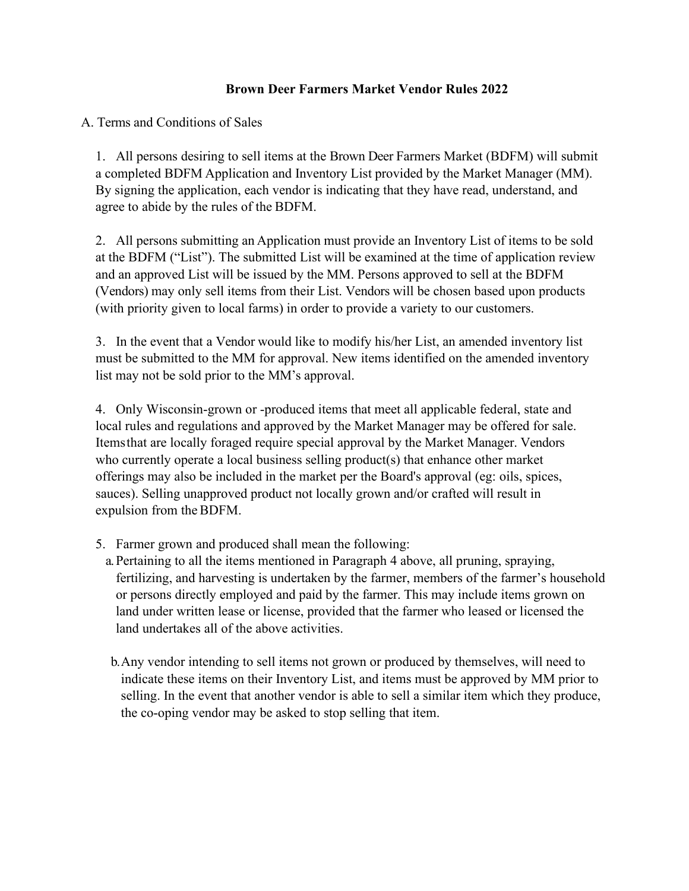# Brown Deer Farmers Market Vendor Rules 2022

A. Terms and Conditions of Sales

1. All persons desiring to sell items at the Brown Deer Farmers Market (BDFM) will submit a completed BDFM Application and Inventory List provided by the Market Manager (MM). By signing the application, each vendor is indicating that they have read, understand, and agree to abide by the rules of the BDFM.

2. All persons submitting an Application must provide an Inventory List of items to be sold at the BDFM ("List"). The submitted List will be examined at the time of application review and an approved List will be issued by the MM. Persons approved to sell at the BDFM (Vendors) may only sell items from their List. Vendors will be chosen based upon products (with priority given to local farms) in order to provide a variety to our customers.

3. In the event that a Vendor would like to modify his/her List, an amended inventory list must be submitted to the MM for approval. New items identified on the amended inventory list may not be sold prior to the MM's approval.

4. Only Wisconsin-grown or -produced items that meet all applicable federal, state and local rules and regulations and approved by the Market Manager may be offered for sale. Items that are locally foraged require special approval by the Market Manager. Vendors who currently operate a local business selling product(s) that enhance other market offerings may also be included in the market per the Board's approval (eg: oils, spices, sauces). Selling unapproved product not locally grown and/or crafted will result in expulsion from the BDFM.

5. Farmer grown and produced shall mean the following:
   a. Pertaining to all the items mentioned in Paragraph 4 above, all pruning, spraying, fertilizing, and harvesting is undertaken by the farmer, members of the farmer's household or persons directly employed and paid by the farmer. This may include items grown on land under written lease or license, provided that the farmer who leased or licensed the land undertakes all of the above activities.

   b. Any vendor intending to sell items not grown or produced by themselves, will need to indicate these items on their Inventory List, and items must be approved by MM prior to selling. In the event that another vendor is able to sell a similar item which they produce, the co-oping vendor may be asked to stop selling that item.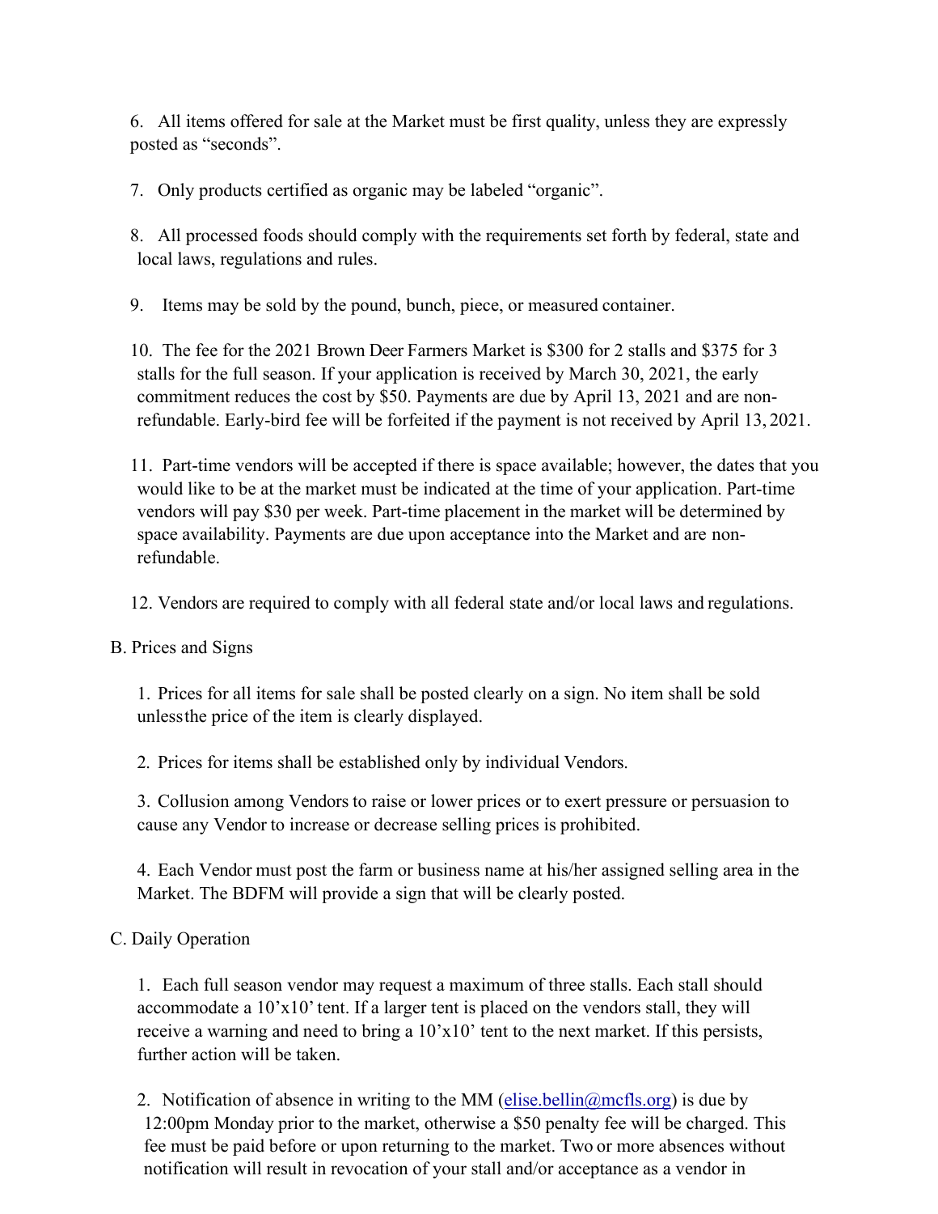6. All items offered for sale at the Market must be first quality, unless they are expressly posted as "seconds".

7. Only products certified as organic may be labeled "organic".

8. All processed foods should comply with the requirements set forth by federal, state and local laws, regulations and rules.

9. Items may be sold by the pound, bunch, piece, or measured container.

10. The fee for the 2021 Brown Deer Farmers Market is $300 for 2 stalls and $375 for 3 stalls for the full season. If your application is received by March 30, 2021, the early commitment reduces the cost by $50. Payments are due by April 13, 2021 and are non-refundable. Early-bird fee will be forfeited if the payment is not received by April 13, 2021.

11. Part-time vendors will be accepted if there is space available; however, the dates that you would like to be at the market must be indicated at the time of your application. Part-time vendors will pay $30 per week. Part-time placement in the market will be determined by space availability. Payments are due upon acceptance into the Market and are non-refundable.

12. Vendors are required to comply with all federal state and/or local laws and regulations.

B. Prices and Signs

1. Prices for all items for sale shall be posted clearly on a sign. No item shall be sold unless the price of the item is clearly displayed.

2. Prices for items shall be established only by individual Vendors.

3. Collusion among Vendors to raise or lower prices or to exert pressure or persuasion to cause any Vendor to increase or decrease selling prices is prohibited.

4. Each Vendor must post the farm or business name at his/her assigned selling area in the Market. The BDFM will provide a sign that will be clearly posted.

C. Daily Operation

1. Each full season vendor may request a maximum of three stalls. Each stall should accommodate a 10'x10' tent. If a larger tent is placed on the vendors stall, they will receive a warning and need to bring a 10'x10' tent to the next market. If this persists, further action will be taken.

2. Notification of absence in writing to the MM (elise.bellin@mcfls.org) is due by 12:00pm Monday prior to the market, otherwise a $50 penalty fee will be charged. This fee must be paid before or upon returning to the market. Two or more absences without notification will result in revocation of your stall and/or acceptance as a vendor in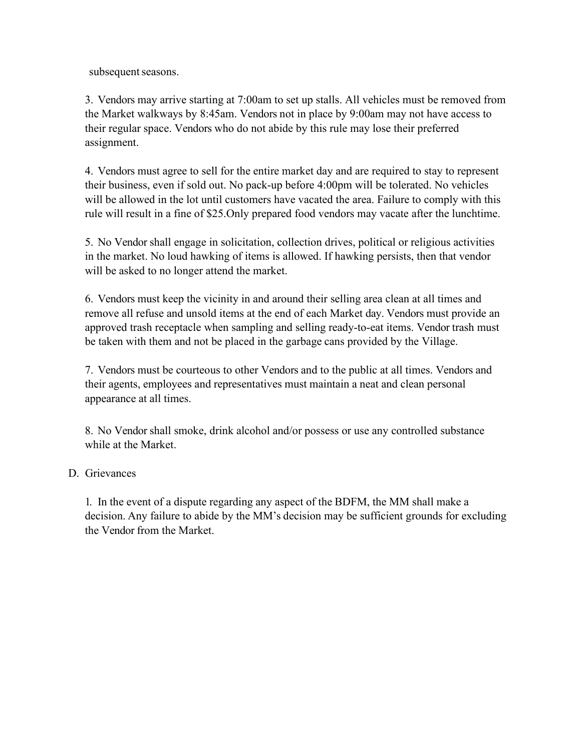subsequent seasons.

3. Vendors may arrive starting at 7:00am to set up stalls. All vehicles must be removed from the Market walkways by 8:45am. Vendors not in place by 9:00am may not have access to their regular space. Vendors who do not abide by this rule may lose their preferred assignment.

4. Vendors must agree to sell for the entire market day and are required to stay to represent their business, even if sold out. No pack-up before 4:00pm will be tolerated. No vehicles will be allowed in the lot until customers have vacated the area. Failure to comply with this rule will result in a fine of $25.Only prepared food vendors may vacate after the lunchtime.

5. No Vendor shall engage in solicitation, collection drives, political or religious activities in the market. No loud hawking of items is allowed. If hawking persists, then that vendor will be asked to no longer attend the market.

6. Vendors must keep the vicinity in and around their selling area clean at all times and remove all refuse and unsold items at the end of each Market day. Vendors must provide an approved trash receptacle when sampling and selling ready-to-eat items. Vendor trash must be taken with them and not be placed in the garbage cans provided by the Village.

7. Vendors must be courteous to other Vendors and to the public at all times. Vendors and their agents, employees and representatives must maintain a neat and clean personal appearance at all times.

8. No Vendor shall smoke, drink alcohol and/or possess or use any controlled substance while at the Market.

D. Grievances

1. In the event of a dispute regarding any aspect of the BDFM, the MM shall make a decision. Any failure to abide by the MM's decision may be sufficient grounds for excluding the Vendor from the Market.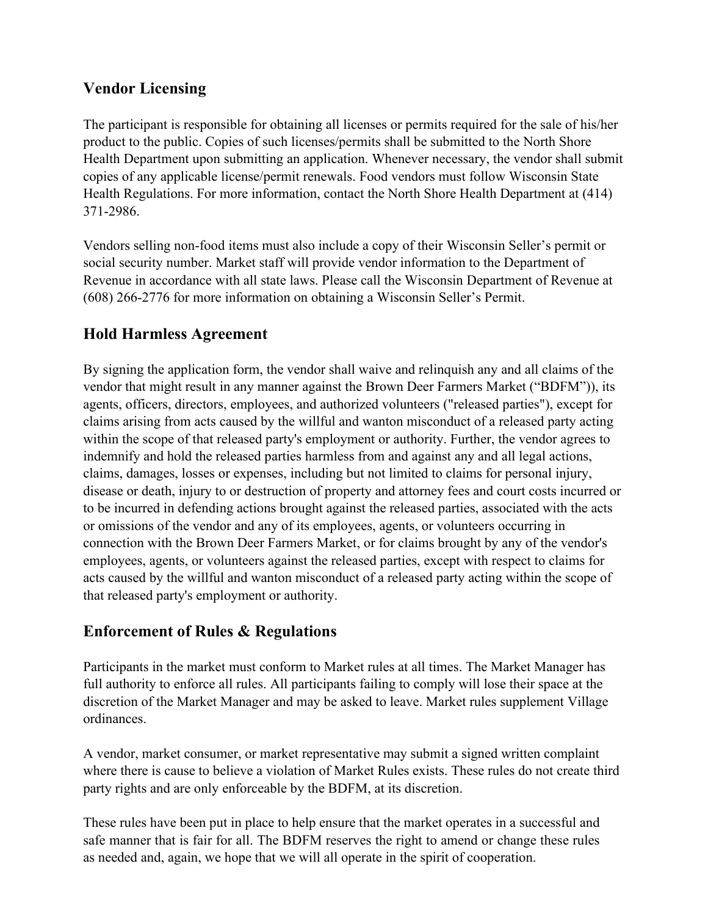## Vendor Licensing

The participant is responsible for obtaining all licenses or permits required for the sale of his/her product to the public. Copies of such licenses/permits shall be submitted to the North Shore Health Department upon submitting an application. Whenever necessary, the vendor shall submit copies of any applicable license/permit renewals. Food vendors must follow Wisconsin State Health Regulations. For more information, contact the North Shore Health Department at (414) 371-2986.

Vendors selling non-food items must also include a copy of their Wisconsin Seller's permit or social security number. Market staff will provide vendor information to the Department of Revenue in accordance with all state laws. Please call the Wisconsin Department of Revenue at (608) 266-2776 for more information on obtaining a Wisconsin Seller's Permit.

## Hold Harmless Agreement

By signing the application form, the vendor shall waive and relinquish any and all claims of the vendor that might result in any manner against the Brown Deer Farmers Market ("BDFM")), its agents, officers, directors, employees, and authorized volunteers ("released parties"), except for claims arising from acts caused by the willful and wanton misconduct of a released party acting within the scope of that released party's employment or authority. Further, the vendor agrees to indemnify and hold the released parties harmless from and against any and all legal actions, claims, damages, losses or expenses, including but not limited to claims for personal injury, disease or death, injury to or destruction of property and attorney fees and court costs incurred or to be incurred in defending actions brought against the released parties, associated with the acts or omissions of the vendor and any of its employees, agents, or volunteers occurring in connection with the Brown Deer Farmers Market, or for claims brought by any of the vendor's employees, agents, or volunteers against the released parties, except with respect to claims for acts caused by the willful and wanton misconduct of a released party acting within the scope of that released party's employment or authority.

## Enforcement of Rules & Regulations

Participants in the market must conform to Market rules at all times. The Market Manager has full authority to enforce all rules. All participants failing to comply will lose their space at the discretion of the Market Manager and may be asked to leave. Market rules supplement Village ordinances.

A vendor, market consumer, or market representative may submit a signed written complaint where there is cause to believe a violation of Market Rules exists. These rules do not create third party rights and are only enforceable by the BDFM, at its discretion.

These rules have been put in place to help ensure that the market operates in a successful and safe manner that is fair for all. The BDFM reserves the right to amend or change these rules as needed and, again, we hope that we will all operate in the spirit of cooperation.